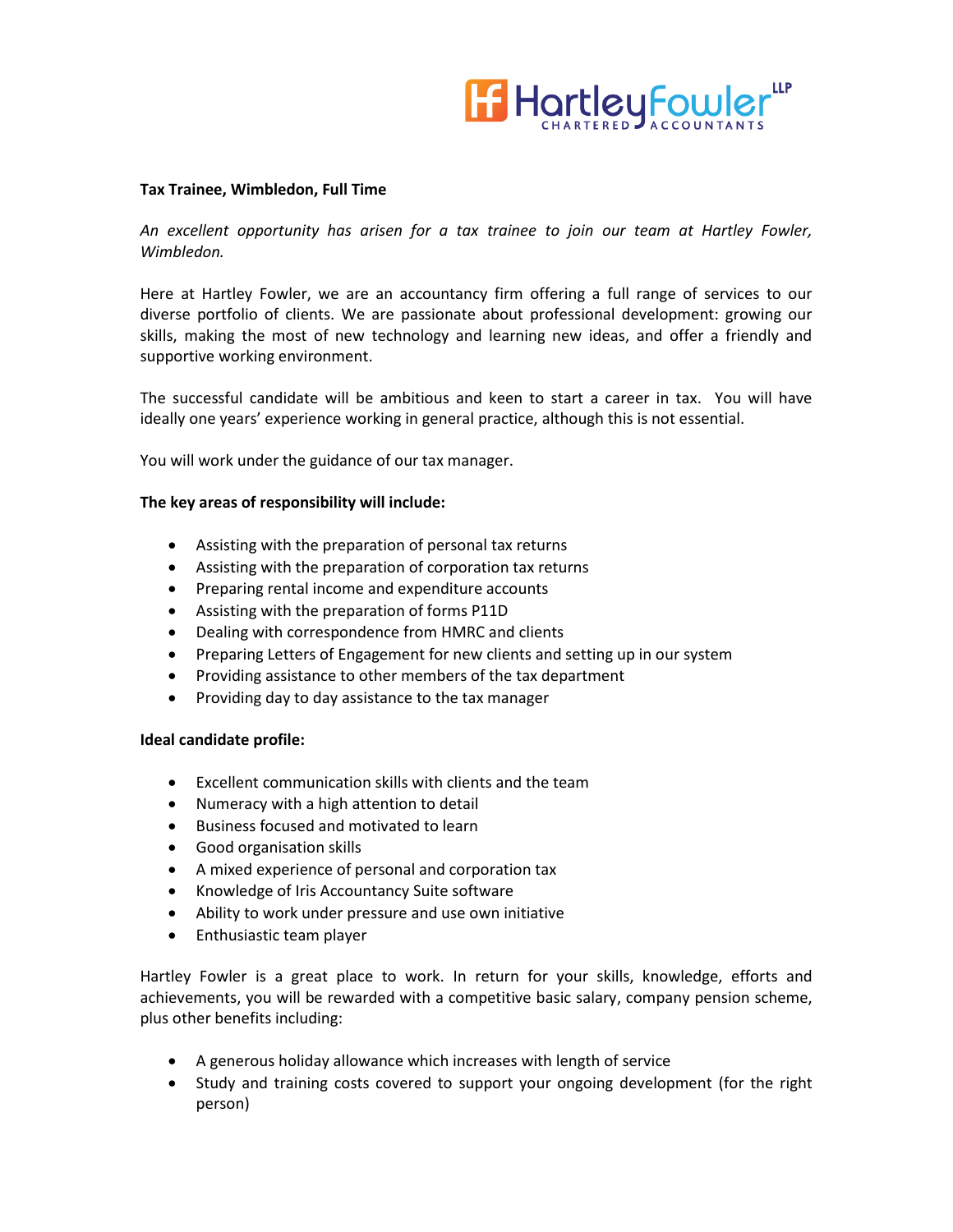**Tax Trainee, Wimbledon, Full Time**

*An excellent opportunity has arisen for a tax trainee to join our team at Hartley Fowler, Wimbledon.*

Here at Hartley Fowler, we are an accountancy firm offering a full range of services to our diverse portfolio of clients. We are passionate about professional development: growing our skills, making the most of new technology and learning new ideas, and offer a friendly and supportive working environment.

The successful candidate will be ambitious and keen to start a career in tax. You will have ideally one years' experience working in general practice, although this is not essential.

You will work under the guidance of our tax manager.

**The key areas of responsibility will include:**

- Assisting with the preparation of personal tax returns
- Assisting with the preparation of corporation tax returns
- Preparing rental income and expenditure accounts
- Assisting with the preparation of forms P11D
- Dealing with correspondence from HMRC and clients
- Preparing Letters of Engagement for new clients and setting up in our system
- Providing assistance to other members of the tax department
- Providing day to day assistance to the tax manager

**Ideal candidate profile:**

- Excellent communication skills with clients and the team
- Numeracy with a high attention to detail
- Business focused and motivated to learn
- Good organisation skills
- A mixed experience of personal and corporation tax
- Knowledge of Iris Accountancy Suite software
- Ability to work under pressure and use own initiative
- Enthusiastic team player

Hartley Fowler is a great place to work. In return for your skills, knowledge, efforts and achievements, you will be rewarded with a competitive basic salary, company pension scheme, plus other benefits including:

- A generous holiday allowance which increases with length of service
- Study and training costs covered to support your ongoing development (for the right person)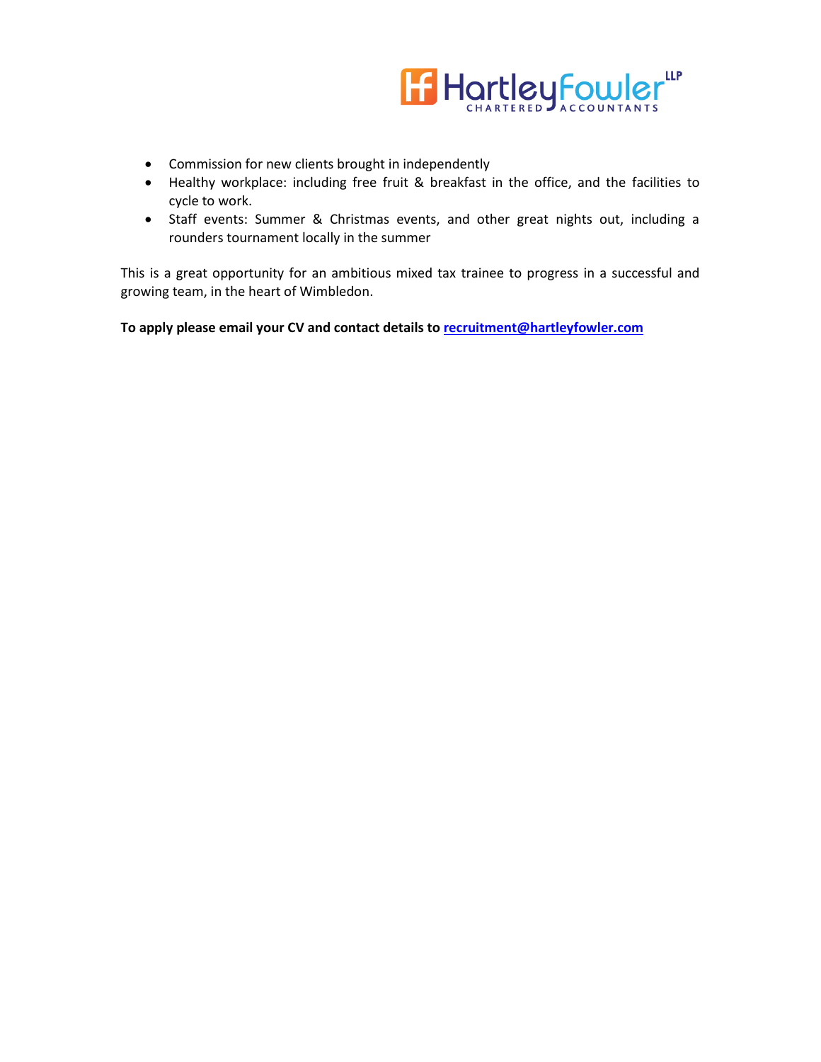- Commission for new clients brought in independently
- Healthy workplace: including free fruit & breakfast in the office, and the facilities to cycle to work.
- Staff events: Summer & Christmas events, and other great nights out, including a rounders tournament locally in the summer

This is a great opportunity for an ambitious mixed tax trainee to progress in a successful and growing team, in the heart of Wimbledon.

**To apply please email your CV and contact details to recruitment@hartleyfowler.com**